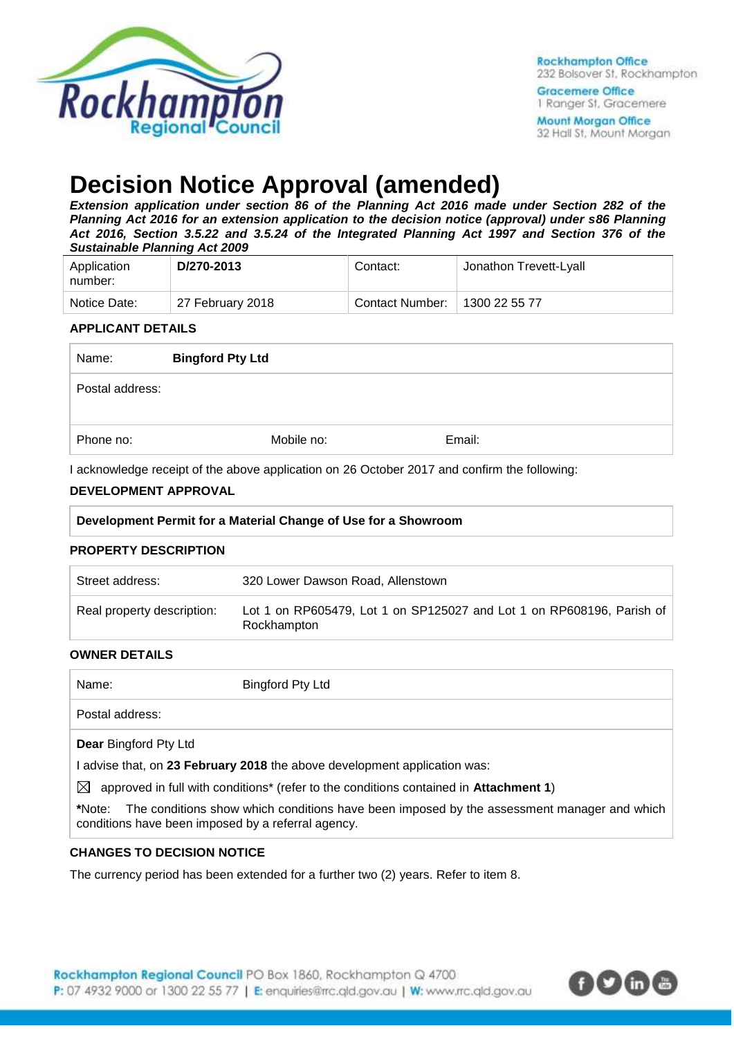# Decision Notice Approval (amended)

***Extension application under section 86 of the Planning Act 2016 made under Section 282 of the Planning Act 2016 for an extension application to the decision notice (approval) under s86 Planning Act 2016, Section 3.5.22 and 3.5.24 of the Integrated Planning Act 1997 and Section 376 of the Sustainable Planning Act 2009***

| Application number: | **D/270-2013** | Contact: | Jonathon Trevett-Lyall |
|---|---|---|---|
| Notice Date: | 27 February 2018 | Contact Number: | 1300 22 55 77 |

### APPLICANT DETAILS

| Name: | **Bingford Pty Ltd** | | |
|---|---|---|---|
| Postal address: | | | |
| Phone no: | Mobile no: | Email: | |

I acknowledge receipt of the above application on 26 October 2017 and confirm the following:

### DEVELOPMENT APPROVAL

**Development Permit for a Material Change of Use for a Showroom**

### PROPERTY DESCRIPTION

| Street address: | 320 Lower Dawson Road, Allenstown |
|---|---|
| Real property description: | Lot 1 on RP605479, Lot 1 on SP125027 and Lot 1 on RP608196, Parish of Rockhampton |

### OWNER DETAILS

| Name: | Bingford Pty Ltd |
|---|---|
| Postal address: | |

**Dear** Bingford Pty Ltd

I advise that, on **23 February 2018** the above development application was:

☒ approved in full with conditions* (refer to the conditions contained in **Attachment 1**)

***Note:** The conditions show which conditions have been imposed by the assessment manager and which conditions have been imposed by a referral agency.

### CHANGES TO DECISION NOTICE

The currency period has been extended for a further two (2) years. Refer to item 8.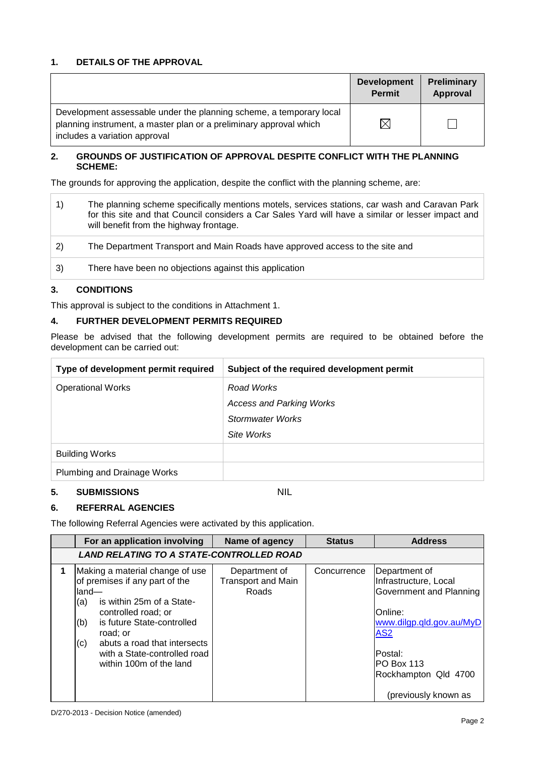## 1. DETAILS OF THE APPROVAL

| | Development Permit | Preliminary Approval |
|---|---|---|
| Development assessable under the planning scheme, a temporary local planning instrument, a master plan or a preliminary approval which includes a variation approval | ☒ | ☐ |

## 2. GROUNDS OF JUSTIFICATION OF APPROVAL DESPITE CONFLICT WITH THE PLANNING SCHEME:

The grounds for approving the application, despite the conflict with the planning scheme, are:

| | |
|---|---|
| 1) | The planning scheme specifically mentions motels, services stations, car wash and Caravan Park for this site and that Council considers a Car Sales Yard will have a similar or lesser impact and will benefit from the highway frontage. |
| 2) | The Department Transport and Main Roads have approved access to the site and |
| 3) | There have been no objections against this application |

## 3. CONDITIONS

This approval is subject to the conditions in Attachment 1.

## 4. FURTHER DEVELOPMENT PERMITS REQUIRED

Please be advised that the following development permits are required to be obtained before the development can be carried out:

| Type of development permit required | Subject of the required development permit |
|---|---|
| Operational Works | *Road Works*<br>*Access and Parking Works*<br>*Stormwater Works*<br>*Site Works* |
| Building Works | |
| Plumbing and Drainage Works | |

## 5. SUBMISSIONS NIL

## 6. REFERRAL AGENCIES

The following Referral Agencies were activated by this application.

| | For an application involving | Name of agency | Status | Address |
|---|---|---|---|---|
| | ***LAND RELATING TO A STATE-CONTROLLED ROAD*** | | | |
| 1 | Making a material change of use of premises if any part of the land—<br>(a) is within 25m of a State-controlled road; or<br>(b) is future State-controlled road; or<br>(c) abuts a road that intersects with a State-controlled road within 100m of the land | Department of Transport and Main Roads | Concurrence | Department of Infrastructure, Local Government and Planning<br><br>Online:<br>www.dilgp.qld.gov.au/MyDAS2<br><br>Postal:<br>PO Box 113<br>Rockhampton Qld 4700<br><br>(previously known as |

D/270-2013 - Decision Notice (amended)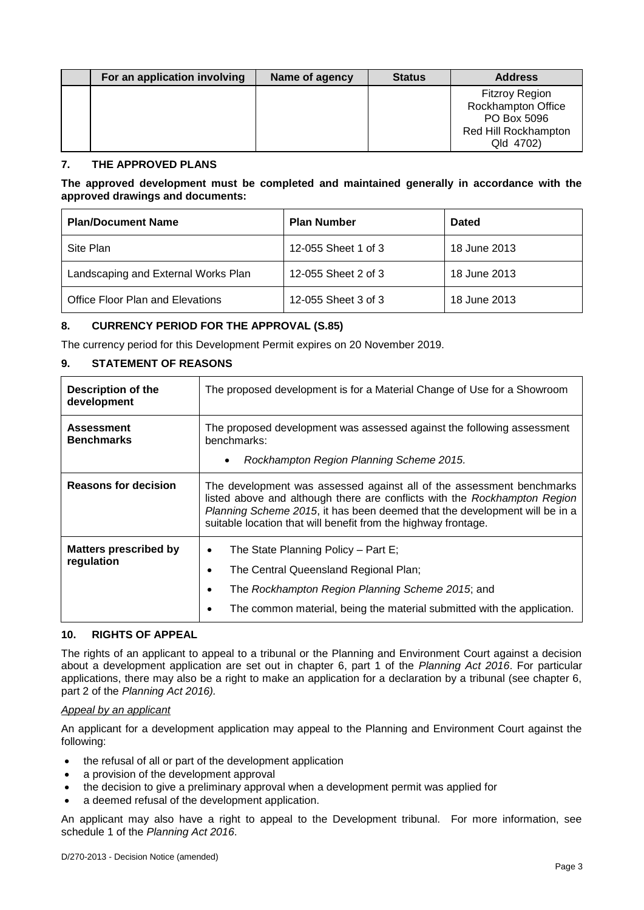|  | For an application involving | Name of agency | Status | Address |
|---|---|---|---|---|
|  |  |  |  | Fitzroy Region<br>Rockhampton Office<br>PO Box 5096<br>Red Hill Rockhampton<br>Qld 4702) |

## 7. THE APPROVED PLANS

**The approved development must be completed and maintained generally in accordance with the approved drawings and documents:**

| Plan/Document Name | Plan Number | Dated |
|---|---|---|
| Site Plan | 12-055 Sheet 1 of 3 | 18 June 2013 |
| Landscaping and External Works Plan | 12-055 Sheet 2 of 3 | 18 June 2013 |
| Office Floor Plan and Elevations | 12-055 Sheet 3 of 3 | 18 June 2013 |

## 8. CURRENCY PERIOD FOR THE APPROVAL (S.85)

The currency period for this Development Permit expires on 20 November 2019.

## 9. STATEMENT OF REASONS

| | |
|---|---|
| **Description of the development** | The proposed development is for a Material Change of Use for a Showroom |
| **Assessment Benchmarks** | The proposed development was assessed against the following assessment benchmarks:<br>• *Rockhampton Region Planning Scheme 2015.* |
| **Reasons for decision** | The development was assessed against all of the assessment benchmarks listed above and although there are conflicts with the *Rockhampton Region Planning Scheme 2015*, it has been deemed that the development will be in a suitable location that will benefit from the highway frontage. |
| **Matters prescribed by regulation** | • The State Planning Policy – Part E;<br>• The Central Queensland Regional Plan;<br>• The *Rockhampton Region Planning Scheme 2015*; and<br>• The common material, being the material submitted with the application. |

## 10. RIGHTS OF APPEAL

The rights of an applicant to appeal to a tribunal or the Planning and Environment Court against a decision about a development application are set out in chapter 6, part 1 of the *Planning Act 2016*. For particular applications, there may also be a right to make an application for a declaration by a tribunal (see chapter 6, part 2 of the *Planning Act 2016).*

*Appeal by an applicant*

An applicant for a development application may appeal to the Planning and Environment Court against the following:

- the refusal of all or part of the development application
- a provision of the development approval
- the decision to give a preliminary approval when a development permit was applied for
- a deemed refusal of the development application.

An applicant may also have a right to appeal to the Development tribunal. For more information, see schedule 1 of the *Planning Act 2016*.

D/270-2013 - Decision Notice (amended)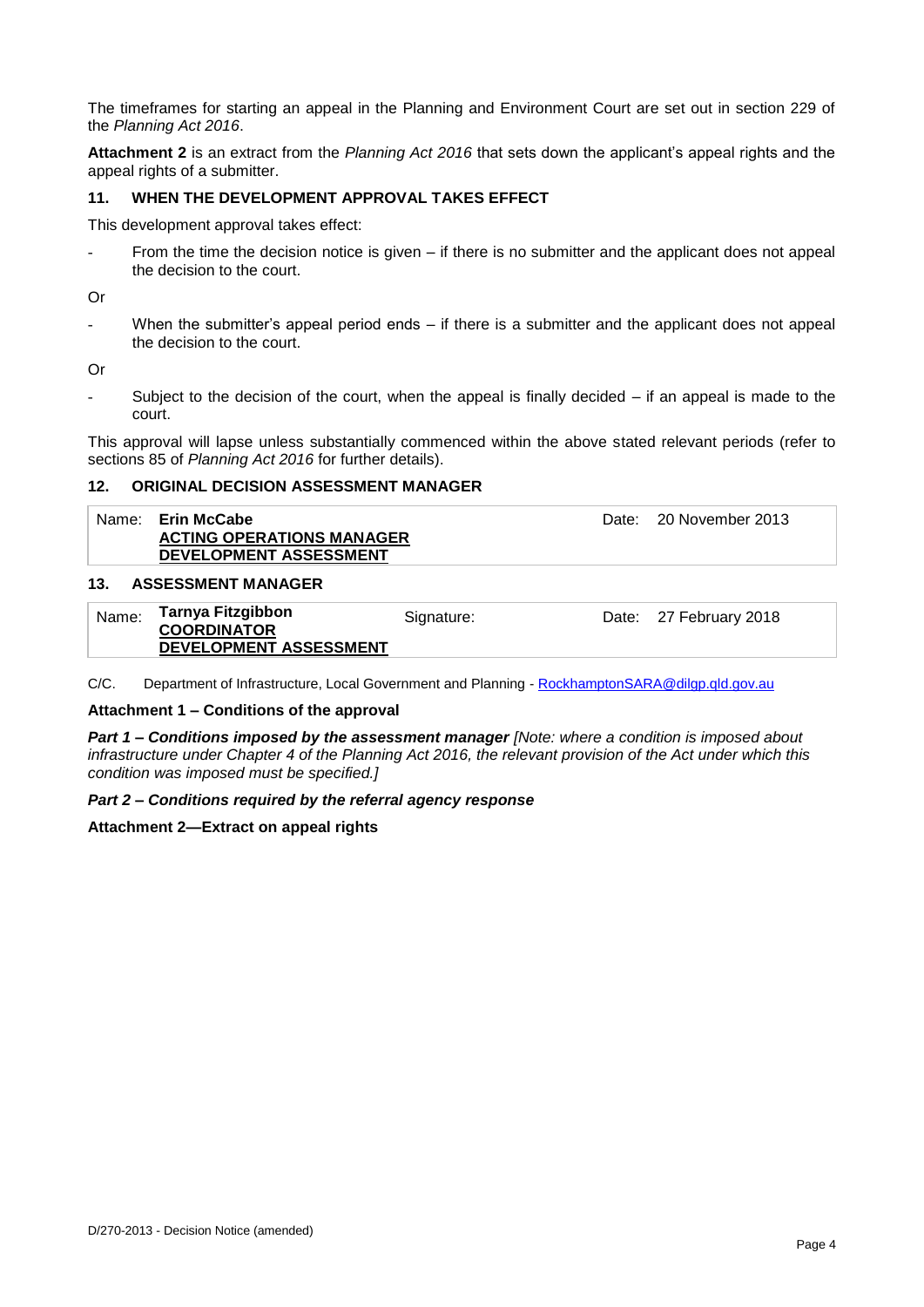The timeframes for starting an appeal in the Planning and Environment Court are set out in section 229 of the *Planning Act 2016*.

**Attachment 2** is an extract from the *Planning Act 2016* that sets down the applicant's appeal rights and the appeal rights of a submitter.

## 11. WHEN THE DEVELOPMENT APPROVAL TAKES EFFECT

This development approval takes effect:

- From the time the decision notice is given – if there is no submitter and the applicant does not appeal the decision to the court.

Or

- When the submitter's appeal period ends – if there is a submitter and the applicant does not appeal the decision to the court.

Or

- Subject to the decision of the court, when the appeal is finally decided – if an appeal is made to the court.

This approval will lapse unless substantially commenced within the above stated relevant periods (refer to sections 85 of *Planning Act 2016* for further details).

## 12. ORIGINAL DECISION ASSESSMENT MANAGER

| Name: | **Erin McCabe**<br>**ACTING OPERATIONS MANAGER**<br>**DEVELOPMENT ASSESSMENT** | Date: | 20 November 2013 |
|---|---|---|---|

## 13. ASSESSMENT MANAGER

| Name: | **Tarnya Fitzgibbon**<br>**COORDINATOR**<br>**DEVELOPMENT ASSESSMENT** | Signature: | Date: | 27 February 2018 |
|---|---|---|---|---|

C/C. Department of Infrastructure, Local Government and Planning - RocskhamptonSARA@dilgp.qld.gov.au

**Attachment 1 – Conditions of the approval**

***Part 1 – Conditions imposed by the assessment manager*** *[Note: where a condition is imposed about infrastructure under Chapter 4 of the Planning Act 2016, the relevant provision of the Act under which this condition was imposed must be specified.]*

***Part 2 – Conditions required by the referral agency response***

**Attachment 2—Extract on appeal rights**

D/270-2013 - Decision Notice (amended)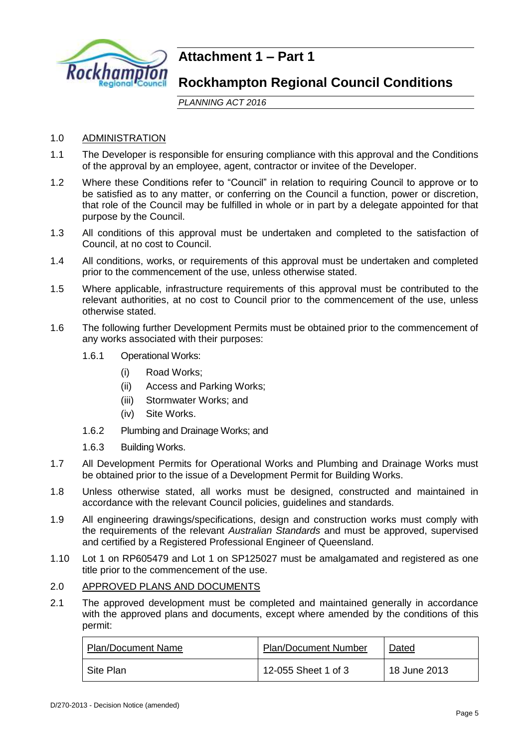# Attachment 1 – Part 1

## Rockhampton Regional Council Conditions

*PLANNING ACT 2016*

1.0 ADMINISTRATION

1.1 The Developer is responsible for ensuring compliance with this approval and the Conditions of the approval by an employee, agent, contractor or invitee of the Developer.

1.2 Where these Conditions refer to "Council" in relation to requiring Council to approve or to be satisfied as to any matter, or conferring on the Council a function, power or discretion, that role of the Council may be fulfilled in whole or in part by a delegate appointed for that purpose by the Council.

1.3 All conditions of this approval must be undertaken and completed to the satisfaction of Council, at no cost to Council.

1.4 All conditions, works, or requirements of this approval must be undertaken and completed prior to the commencement of the use, unless otherwise stated.

1.5 Where applicable, infrastructure requirements of this approval must be contributed to the relevant authorities, at no cost to Council prior to the commencement of the use, unless otherwise stated.

1.6 The following further Development Permits must be obtained prior to the commencement of any works associated with their purposes:

1.6.1 Operational Works:

(i) Road Works;

(ii) Access and Parking Works;

(iii) Stormwater Works; and

(iv) Site Works.

1.6.2 Plumbing and Drainage Works; and

1.6.3 Building Works.

1.7 All Development Permits for Operational Works and Plumbing and Drainage Works must be obtained prior to the issue of a Development Permit for Building Works.

1.8 Unless otherwise stated, all works must be designed, constructed and maintained in accordance with the relevant Council policies, guidelines and standards.

1.9 All engineering drawings/specifications, design and construction works must comply with the requirements of the relevant *Australian Standards* and must be approved, supervised and certified by a Registered Professional Engineer of Queensland.

1.10 Lot 1 on RP605479 and Lot 1 on SP125027 must be amalgamated and registered as one title prior to the commencement of the use.

2.0 APPROVED PLANS AND DOCUMENTS

2.1 The approved development must be completed and maintained generally in accordance with the approved plans and documents, except where amended by the conditions of this permit:

| Plan/Document Name | Plan/Document Number | Dated |
|---|---|---|
| Site Plan | 12-055 Sheet 1 of 3 | 18 June 2013 |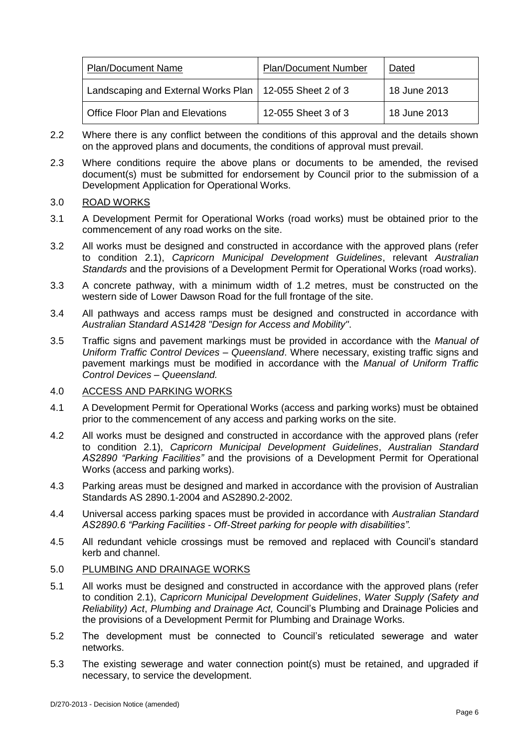| Plan/Document Name | Plan/Document Number | Dated |
|---|---|---|
| Landscaping and External Works Plan | 12-055 Sheet 2 of 3 | 18 June 2013 |
| Office Floor Plan and Elevations | 12-055 Sheet 3 of 3 | 18 June 2013 |

2.2 Where there is any conflict between the conditions of this approval and the details shown on the approved plans and documents, the conditions of approval must prevail.

2.3 Where conditions require the above plans or documents to be amended, the revised document(s) must be submitted for endorsement by Council prior to the submission of a Development Application for Operational Works.

3.0 ROAD WORKS

3.1 A Development Permit for Operational Works (road works) must be obtained prior to the commencement of any road works on the site.

3.2 All works must be designed and constructed in accordance with the approved plans (refer to condition 2.1), *Capricorn Municipal Development Guidelines*, relevant *Australian Standards* and the provisions of a Development Permit for Operational Works (road works).

3.3 A concrete pathway, with a minimum width of 1.2 metres, must be constructed on the western side of Lower Dawson Road for the full frontage of the site.

3.4 All pathways and access ramps must be designed and constructed in accordance with *Australian Standard AS1428 "Design for Access and Mobility"*.

3.5 Traffic signs and pavement markings must be provided in accordance with the *Manual of Uniform Traffic Control Devices – Queensland*. Where necessary, existing traffic signs and pavement markings must be modified in accordance with the *Manual of Uniform Traffic Control Devices – Queensland.*

4.0 ACCESS AND PARKING WORKS

4.1 A Development Permit for Operational Works (access and parking works) must be obtained prior to the commencement of any access and parking works on the site.

4.2 All works must be designed and constructed in accordance with the approved plans (refer to condition 2.1), *Capricorn Municipal Development Guidelines*, *Australian Standard AS2890 "Parking Facilities"* and the provisions of a Development Permit for Operational Works (access and parking works).

4.3 Parking areas must be designed and marked in accordance with the provision of Australian Standards AS 2890.1-2004 and AS2890.2-2002.

4.4 Universal access parking spaces must be provided in accordance with *Australian Standard AS2890.6 "Parking Facilities - Off-Street parking for people with disabilities".*

4.5 All redundant vehicle crossings must be removed and replaced with Council's standard kerb and channel.

5.0 PLUMBING AND DRAINAGE WORKS

5.1 All works must be designed and constructed in accordance with the approved plans (refer to condition 2.1), *Capricorn Municipal Development Guidelines*, *Water Supply (Safety and Reliability) Act*, *Plumbing and Drainage Act,* Council's Plumbing and Drainage Policies and the provisions of a Development Permit for Plumbing and Drainage Works.

5.2 The development must be connected to Council's reticulated sewerage and water networks.

5.3 The existing sewerage and water connection point(s) must be retained, and upgraded if necessary, to service the development.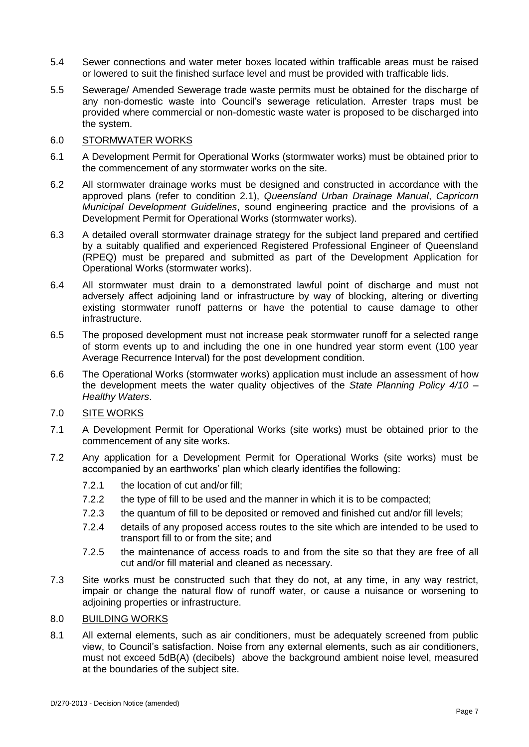5.4 Sewer connections and water meter boxes located within trafficable areas must be raised or lowered to suit the finished surface level and must be provided with trafficable lids.

5.5 Sewerage/ Amended Sewerage trade waste permits must be obtained for the discharge of any non-domestic waste into Council's sewerage reticulation. Arrester traps must be provided where commercial or non-domestic waste water is proposed to be discharged into the system.

6.0 <u>STORMWATER WORKS</u>

6.1 A Development Permit for Operational Works (stormwater works) must be obtained prior to the commencement of any stormwater works on the site.

6.2 All stormwater drainage works must be designed and constructed in accordance with the approved plans (refer to condition 2.1), *Queensland Urban Drainage Manual*, *Capricorn Municipal Development Guidelines*, sound engineering practice and the provisions of a Development Permit for Operational Works (stormwater works).

6.3 A detailed overall stormwater drainage strategy for the subject land prepared and certified by a suitably qualified and experienced Registered Professional Engineer of Queensland (RPEQ) must be prepared and submitted as part of the Development Application for Operational Works (stormwater works).

6.4 All stormwater must drain to a demonstrated lawful point of discharge and must not adversely affect adjoining land or infrastructure by way of blocking, altering or diverting existing stormwater runoff patterns or have the potential to cause damage to other infrastructure.

6.5 The proposed development must not increase peak stormwater runoff for a selected range of storm events up to and including the one in one hundred year storm event (100 year Average Recurrence Interval) for the post development condition.

6.6 The Operational Works (stormwater works) application must include an assessment of how the development meets the water quality objectives of the *State Planning Policy 4/10 – Healthy Waters*.

7.0 <u>SITE WORKS</u>

7.1 A Development Permit for Operational Works (site works) must be obtained prior to the commencement of any site works.

7.2 Any application for a Development Permit for Operational Works (site works) must be accompanied by an earthworks' plan which clearly identifies the following:

   7.2.1 the location of cut and/or fill;

   7.2.2 the type of fill to be used and the manner in which it is to be compacted;

   7.2.3 the quantum of fill to be deposited or removed and finished cut and/or fill levels;

   7.2.4 details of any proposed access routes to the site which are intended to be used to transport fill to or from the site; and

   7.2.5 the maintenance of access roads to and from the site so that they are free of all cut and/or fill material and cleaned as necessary.

7.3 Site works must be constructed such that they do not, at any time, in any way restrict, impair or change the natural flow of runoff water, or cause a nuisance or worsening to adjoining properties or infrastructure.

8.0 <u>BUILDING WORKS</u>

8.1 All external elements, such as air conditioners, must be adequately screened from public view, to Council's satisfaction. Noise from any external elements, such as air conditioners, must not exceed 5dB(A) (decibels) above the background ambient noise level, measured at the boundaries of the subject site.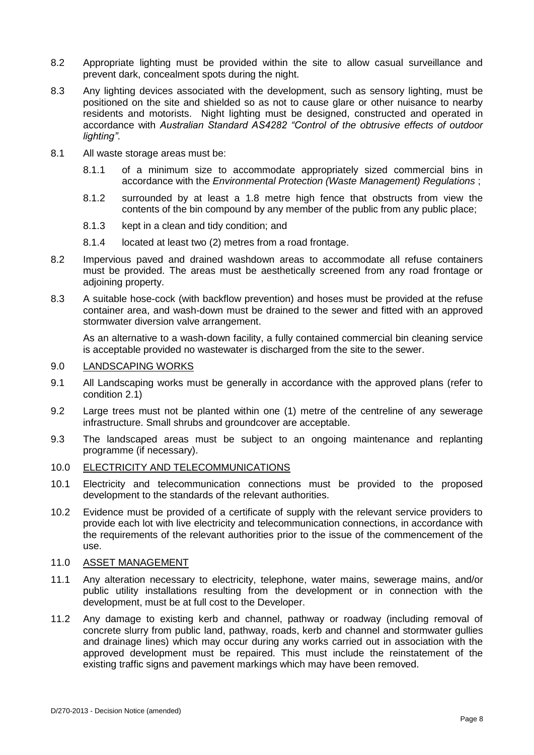8.2 Appropriate lighting must be provided within the site to allow casual surveillance and prevent dark, concealment spots during the night.

8.3 Any lighting devices associated with the development, such as sensory lighting, must be positioned on the site and shielded so as not to cause glare or other nuisance to nearby residents and motorists. Night lighting must be designed, constructed and operated in accordance with *Australian Standard AS4282 "Control of the obtrusive effects of outdoor lighting"*.

8.1 All waste storage areas must be:

8.1.1 of a minimum size to accommodate appropriately sized commercial bins in accordance with the *Environmental Protection (Waste Management) Regulations* ;

8.1.2 surrounded by at least a 1.8 metre high fence that obstructs from view the contents of the bin compound by any member of the public from any public place;

8.1.3 kept in a clean and tidy condition; and

8.1.4 located at least two (2) metres from a road frontage.

8.2 Impervious paved and drained washdown areas to accommodate all refuse containers must be provided. The areas must be aesthetically screened from any road frontage or adjoining property.

8.3 A suitable hose-cock (with backflow prevention) and hoses must be provided at the refuse container area, and wash-down must be drained to the sewer and fitted with an approved stormwater diversion valve arrangement.

As an alternative to a wash-down facility, a fully contained commercial bin cleaning service is acceptable provided no wastewater is discharged from the site to the sewer.

## 9.0 LANDSCAPING WORKS

9.1 All Landscaping works must be generally in accordance with the approved plans (refer to condition 2.1)

9.2 Large trees must not be planted within one (1) metre of the centreline of any sewerage infrastructure. Small shrubs and groundcover are acceptable.

9.3 The landscaped areas must be subject to an ongoing maintenance and replanting programme (if necessary).

## 10.0 ELECTRICITY AND TELECOMMUNICATIONS

10.1 Electricity and telecommunication connections must be provided to the proposed development to the standards of the relevant authorities.

10.2 Evidence must be provided of a certificate of supply with the relevant service providers to provide each lot with live electricity and telecommunication connections, in accordance with the requirements of the relevant authorities prior to the issue of the commencement of the use.

## 11.0 ASSET MANAGEMENT

11.1 Any alteration necessary to electricity, telephone, water mains, sewerage mains, and/or public utility installations resulting from the development or in connection with the development, must be at full cost to the Developer.

11.2 Any damage to existing kerb and channel, pathway or roadway (including removal of concrete slurry from public land, pathway, roads, kerb and channel and stormwater gullies and drainage lines) which may occur during any works carried out in association with the approved development must be repaired. This must include the reinstatement of the existing traffic signs and pavement markings which may have been removed.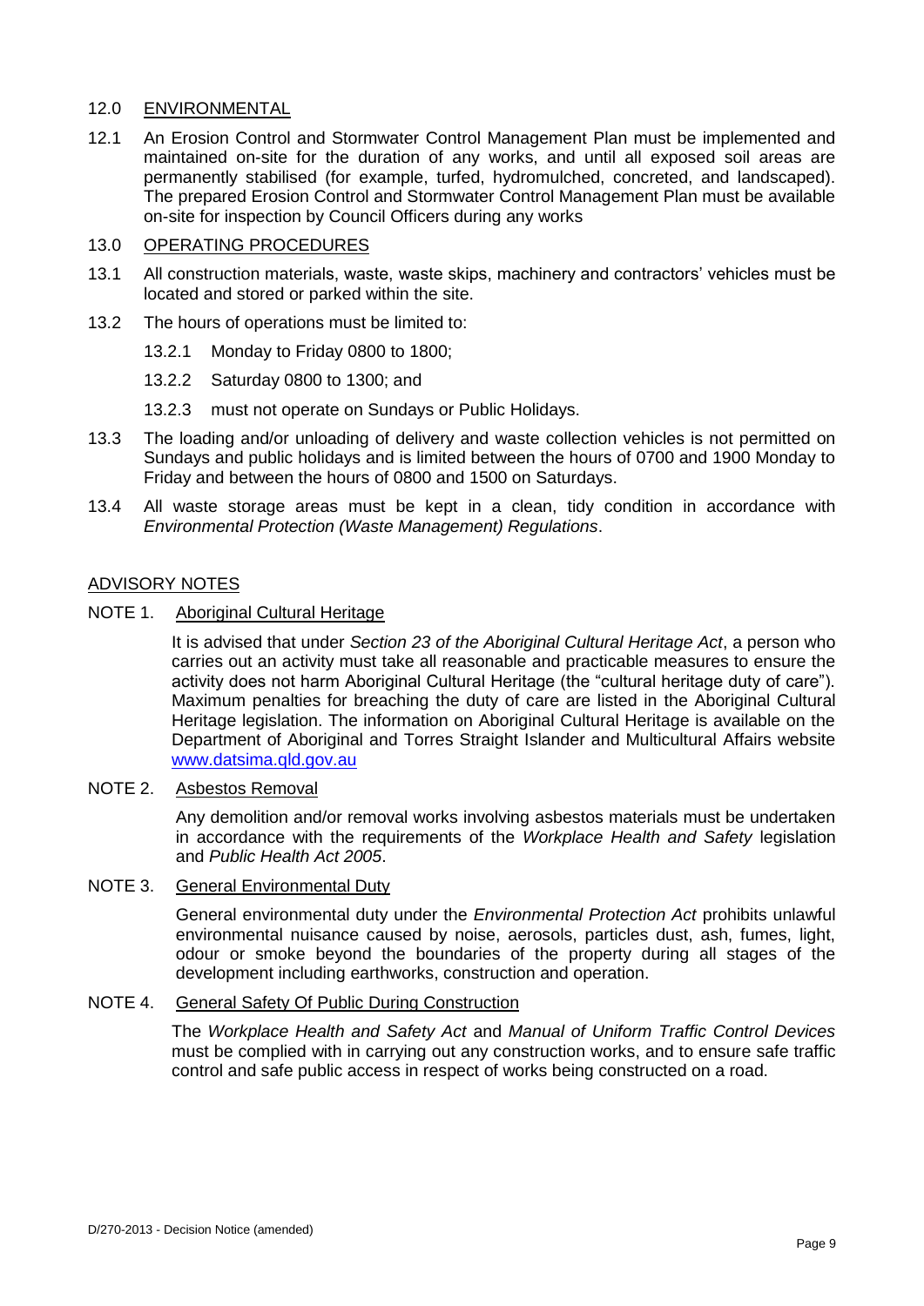## 12.0 ENVIRONMENTAL

12.1 An Erosion Control and Stormwater Control Management Plan must be implemented and maintained on-site for the duration of any works, and until all exposed soil areas are permanently stabilised (for example, turfed, hydromulched, concreted, and landscaped). The prepared Erosion Control and Stormwater Control Management Plan must be available on-site for inspection by Council Officers during any works

## 13.0 OPERATING PROCEDURES

13.1 All construction materials, waste, waste skips, machinery and contractors' vehicles must be located and stored or parked within the site.

13.2 The hours of operations must be limited to:

13.2.1 Monday to Friday 0800 to 1800;

13.2.2 Saturday 0800 to 1300; and

13.2.3 must not operate on Sundays or Public Holidays.

13.3 The loading and/or unloading of delivery and waste collection vehicles is not permitted on Sundays and public holidays and is limited between the hours of 0700 and 1900 Monday to Friday and between the hours of 0800 and 1500 on Saturdays.

13.4 All waste storage areas must be kept in a clean, tidy condition in accordance with *Environmental Protection (Waste Management) Regulations*.

## ADVISORY NOTES

### NOTE 1. Aboriginal Cultural Heritage

It is advised that under *Section 23 of the Aboriginal Cultural Heritage Act*, a person who carries out an activity must take all reasonable and practicable measures to ensure the activity does not harm Aboriginal Cultural Heritage (the "cultural heritage duty of care"). Maximum penalties for breaching the duty of care are listed in the Aboriginal Cultural Heritage legislation. The information on Aboriginal Cultural Heritage is available on the Department of Aboriginal and Torres Straight Islander and Multicultural Affairs website www.datsima.qld.gov.au

### NOTE 2. Asbestos Removal

Any demolition and/or removal works involving asbestos materials must be undertaken in accordance with the requirements of the *Workplace Health and Safety* legislation and *Public Health Act 2005*.

### NOTE 3. General Environmental Duty

General environmental duty under the *Environmental Protection Act* prohibits unlawful environmental nuisance caused by noise, aerosols, particles dust, ash, fumes, light, odour or smoke beyond the boundaries of the property during all stages of the development including earthworks, construction and operation.

### NOTE 4. General Safety Of Public During Construction

The *Workplace Health and Safety Act* and *Manual of Uniform Traffic Control Devices* must be complied with in carrying out any construction works, and to ensure safe traffic control and safe public access in respect of works being constructed on a road.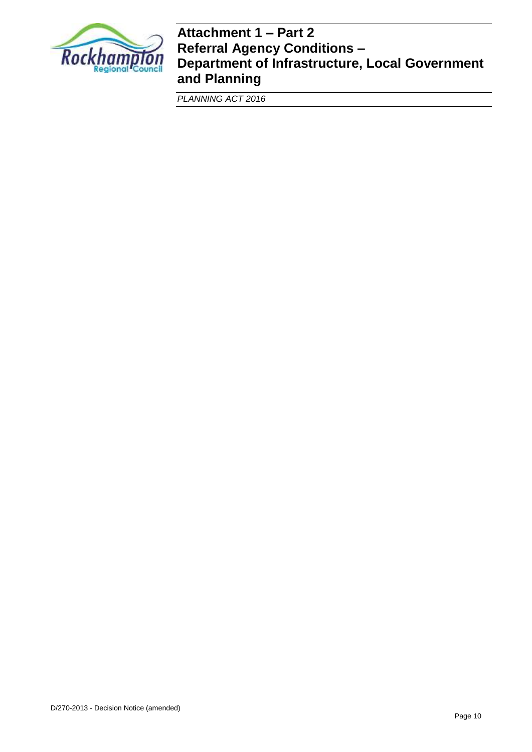# Attachment 1 – Part 2
# Referral Agency Conditions – Department of Infrastructure, Local Government and Planning

*PLANNING ACT 2016*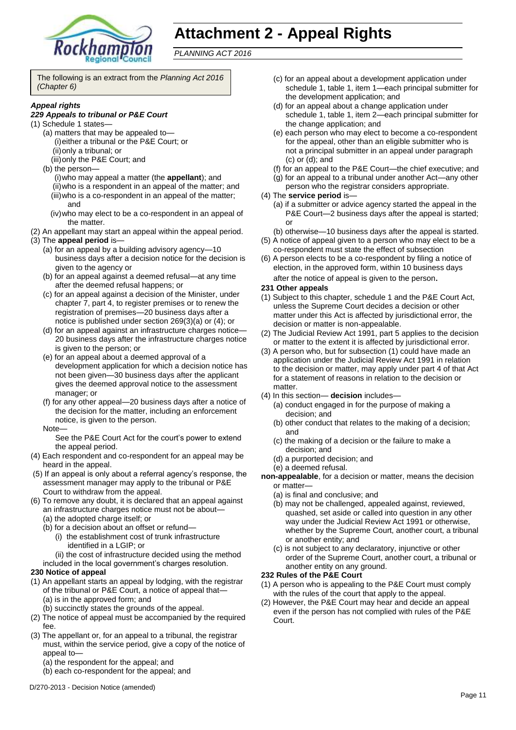# Attachment 2 - Appeal Rights

*PLANNING ACT 2016*

The following is an extract from the *Planning Act 2016 (Chapter 6)*

***Appeal rights***

***229 Appeals to tribunal or P&E Court***

(1) Schedule 1 states—
- (a) matters that may be appealed to—
  - (i) either a tribunal or the P&E Court; or
  - (ii) only a tribunal; or
  - (iii) only the P&E Court; and
- (b) the person—
  - (i) who may appeal a matter (the **appellant**); and
  - (ii) who is a respondent in an appeal of the matter; and
  - (iii) who is a co-respondent in an appeal of the matter; and
  - (iv) who may elect to be a co-respondent in an appeal of the matter.

(2) An appellant may start an appeal within the appeal period.

(3) The **appeal period** is—
- (a) for an appeal by a building advisory agency—10 business days after a decision notice for the decision is given to the agency or
- (b) for an appeal against a deemed refusal—at any time after the deemed refusal happens; or
- (c) for an appeal against a decision of the Minister, under chapter 7, part 4, to register premises or to renew the registration of premises—20 business days after a notice is published under section 269(3)(a) or (4); or
- (d) for an appeal against an infrastructure charges notice—20 business days after the infrastructure charges notice is given to the person; or
- (e) for an appeal about a deemed approval of a development application for which a decision notice has not been given—30 business days after the applicant gives the deemed approval notice to the assessment manager; or
- (f) for any other appeal—20 business days after a notice of the decision for the matter, including an enforcement notice, is given to the person.

Note—

See the P&E Court Act for the court's power to extend the appeal period.

(4) Each respondent and co-respondent for an appeal may be heard in the appeal.

(5) If an appeal is only about a referral agency's response, the assessment manager may apply to the tribunal or P&E Court to withdraw from the appeal.

(6) To remove any doubt, it is declared that an appeal against an infrastructure charges notice must not be about—
- (a) the adopted charge itself; or
- (b) for a decision about an offset or refund—
  - (i) the establishment cost of trunk infrastructure identified in a LGIP; or
  - (ii) the cost of infrastructure decided using the method included in the local government's charges resolution.

**230 Notice of appeal**

(1) An appellant starts an appeal by lodging, with the registrar of the tribunal or P&E Court, a notice of appeal that—
- (a) is in the approved form; and
- (b) succinctly states the grounds of the appeal.

(2) The notice of appeal must be accompanied by the required fee.

(3) The appellant or, for an appeal to a tribunal, the registrar must, within the service period, give a copy of the notice of appeal to—
- (a) the respondent for the appeal; and
- (b) each co-respondent for the appeal; and
- (c) for an appeal about a development application under schedule 1, table 1, item 1—each principal submitter for the development application; and
- (d) for an appeal about a change application under schedule 1, table 1, item 2—each principal submitter for the change application; and
- (e) each person who may elect to become a co-respondent for the appeal, other than an eligible submitter who is not a principal submitter in an appeal under paragraph (c) or (d); and
- (f) for an appeal to the P&E Court—the chief executive; and
- (g) for an appeal to a tribunal under another Act—any other person who the registrar considers appropriate.

(4) The **service period** is—
- (a) if a submitter or advice agency started the appeal in the P&E Court—2 business days after the appeal is started; or
- (b) otherwise—10 business days after the appeal is started.

(5) A notice of appeal given to a person who may elect to be a co-respondent must state the effect of subsection

(6) A person elects to be a co-respondent by filing a notice of election, in the approved form, within 10 business days after the notice of appeal is given to the person**.**

**231 Other appeals**

(1) Subject to this chapter, schedule 1 and the P&E Court Act, unless the Supreme Court decides a decision or other matter under this Act is affected by jurisdictional error, the decision or matter is non-appealable.

(2) The Judicial Review Act 1991, part 5 applies to the decision or matter to the extent it is affected by jurisdictional error.

(3) A person who, but for subsection (1) could have made an application under the Judicial Review Act 1991 in relation to the decision or matter, may apply under part 4 of that Act for a statement of reasons in relation to the decision or matter.

(4) In this section— **decision** includes—
- (a) conduct engaged in for the purpose of making a decision; and
- (b) other conduct that relates to the making of a decision; and
- (c) the making of a decision or the failure to make a decision; and
- (d) a purported decision; and
- (e) a deemed refusal.

**non-appealable**, for a decision or matter, means the decision or matter—
- (a) is final and conclusive; and
- (b) may not be challenged, appealed against, reviewed, quashed, set aside or called into question in any other way under the Judicial Review Act 1991 or otherwise, whether by the Supreme Court, another court, a tribunal or another entity; and
- (c) is not subject to any declaratory, injunctive or other order of the Supreme Court, another court, a tribunal or another entity on any ground.

**232 Rules of the P&E Court**

(1) A person who is appealing to the P&E Court must comply with the rules of the court that apply to the appeal.

(2) However, the P&E Court may hear and decide an appeal even if the person has not complied with rules of the P&E Court.

D/270-2013 - Decision Notice (amended)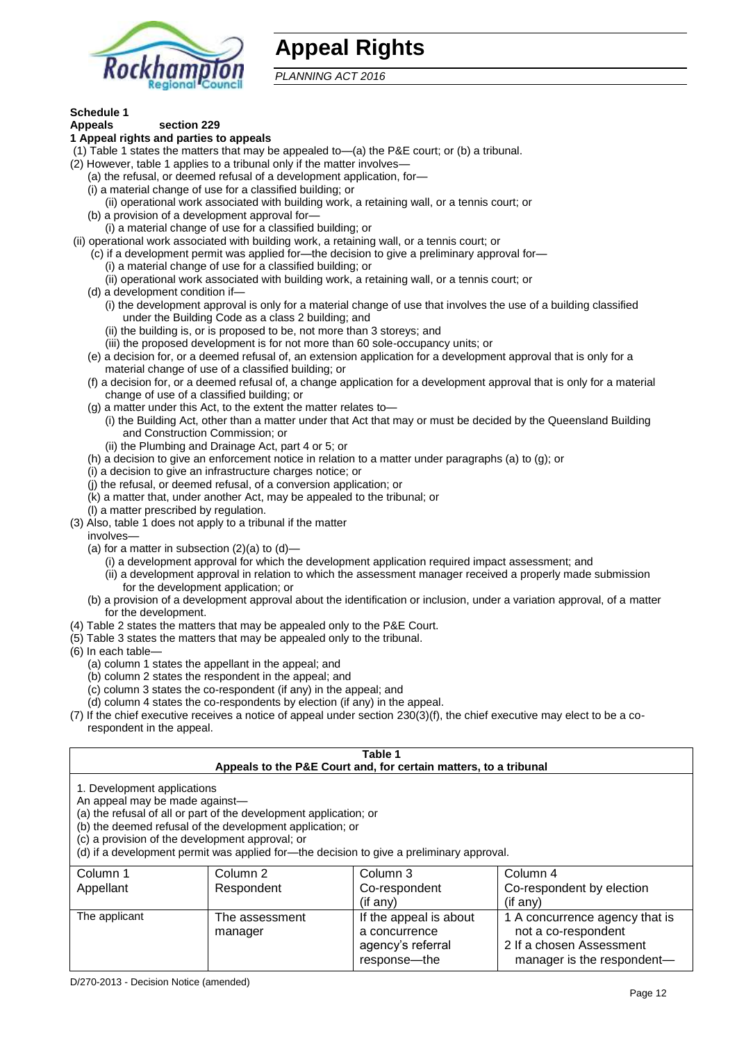# Appeal Rights

*PLANNING ACT 2016*

**Schedule 1**
**Appeals section 229**

**1 Appeal rights and parties to appeals**

(1) Table 1 states the matters that may be appealed to—(a) the P&E court; or (b) a tribunal.

(2) However, table 1 applies to a tribunal only if the matter involves—

(a) the refusal, or deemed refusal of a development application, for—

(i) a material change of use for a classified building; or

(ii) operational work associated with building work, a retaining wall, or a tennis court; or

(b) a provision of a development approval for—

(i) a material change of use for a classified building; or

(ii) operational work associated with building work, a retaining wall, or a tennis court; or

(c) if a development permit was applied for—the decision to give a preliminary approval for—

(i) a material change of use for a classified building; or

(ii) operational work associated with building work, a retaining wall, or a tennis court; or

(d) a development condition if—

(i) the development approval is only for a material change of use that involves the use of a building classified under the Building Code as a class 2 building; and

(ii) the building is, or is proposed to be, not more than 3 storeys; and

(iii) the proposed development is for not more than 60 sole-occupancy units; or

(e) a decision for, or a deemed refusal of, an extension application for a development approval that is only for a material change of use of a classified building; or

(f) a decision for, or a deemed refusal of, a change application for a development approval that is only for a material change of use of a classified building; or

(g) a matter under this Act, to the extent the matter relates to—

(i) the Building Act, other than a matter under that Act that may or must be decided by the Queensland Building and Construction Commission; or

(ii) the Plumbing and Drainage Act, part 4 or 5; or

(h) a decision to give an enforcement notice in relation to a matter under paragraphs (a) to (g); or

(i) a decision to give an infrastructure charges notice; or

(j) the refusal, or deemed refusal, of a conversion application; or

(k) a matter that, under another Act, may be appealed to the tribunal; or

(l) a matter prescribed by regulation.

(3) Also, table 1 does not apply to a tribunal if the matter involves—

(a) for a matter in subsection (2)(a) to (d)—

(i) a development approval for which the development application required impact assessment; and

(ii) a development approval in relation to which the assessment manager received a properly made submission for the development application; or

(b) a provision of a development approval about the identification or inclusion, under a variation approval, of a matter for the development.

(4) Table 2 states the matters that may be appealed only to the P&E Court.

(5) Table 3 states the matters that may be appealed only to the tribunal.

(6) In each table—

(a) column 1 states the appellant in the appeal; and

(b) column 2 states the respondent in the appeal; and

(c) column 3 states the co-respondent (if any) in the appeal; and

(d) column 4 states the co-respondents by election (if any) in the appeal.

(7) If the chief executive receives a notice of appeal under section 230(3)(f), the chief executive may elect to be a co-respondent in the appeal.

**Table 1**
**Appeals to the P&E Court and, for certain matters, to a tribunal**

1. Development applications

An appeal may be made against—

(a) the refusal of all or part of the development application; or

(b) the deemed refusal of the development application; or

(c) a provision of the development approval; or

(d) if a development permit was applied for—the decision to give a preliminary approval.

| Column 1<br>Appellant | Column 2<br>Respondent | Column 3<br>Co-respondent<br>(if any) | Column 4<br>Co-respondent by election<br>(if any) |
|---|---|---|---|
| The applicant | The assessment manager | If the appeal is about a concurrence agency's referral response—the | 1 A concurrence agency that is not a co-respondent<br>2 If a chosen Assessment manager is the respondent— |

D/270-2013 - Decision Notice (amended)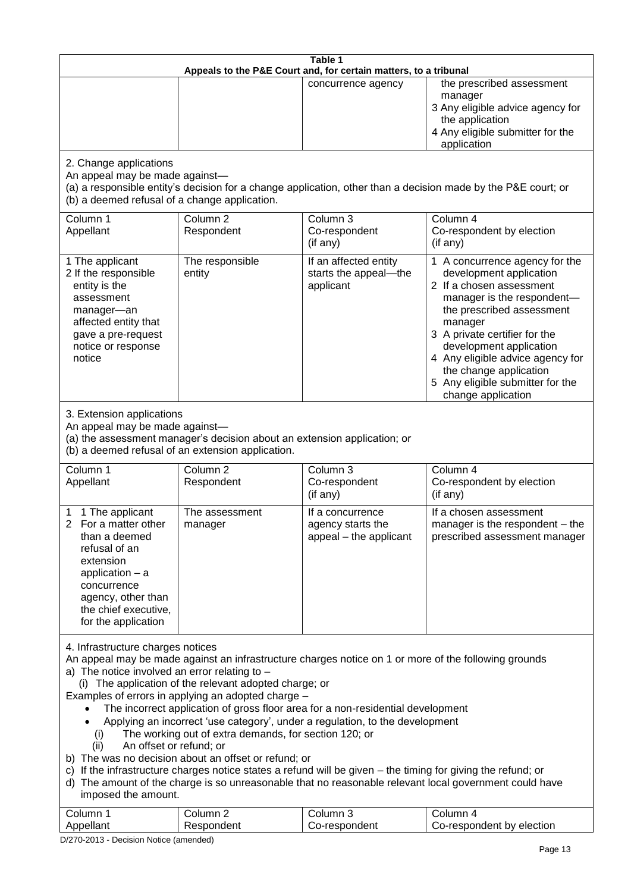**Table 1**
**Appeals to the P&E Court and, for certain matters, to a tribunal**

| | | | |
|---|---|---|---|
| | | concurrence agency | the prescribed assessment manager<br>3 Any eligible advice agency for the application<br>4 Any eligible submitter for the application |

2. Change applications

An appeal may be made against—

(a) a responsible entity's decision for a change application, other than a decision made by the P&E court; or

(b) a deemed refusal of a change application.

| Column 1<br>Appellant | Column 2<br>Respondent | Column 3<br>Co-respondent<br>(if any) | Column 4<br>Co-respondent by election<br>(if any) |
|---|---|---|---|
| 1 The applicant<br>2 If the responsible entity is the assessment manager—an affected entity that gave a pre-request notice or response notice | The responsible entity | If an affected entity starts the appeal—the applicant | 1 A concurrence agency for the development application<br>2 If a chosen assessment manager is the respondent—the prescribed assessment manager<br>3 A private certifier for the development application<br>4 Any eligible advice agency for the change application<br>5 Any eligible submitter for the change application |

3. Extension applications

An appeal may be made against—

(a) the assessment manager's decision about an extension application; or

(b) a deemed refusal of an extension application.

| Column 1<br>Appellant | Column 2<br>Respondent | Column 3<br>Co-respondent<br>(if any) | Column 4<br>Co-respondent by election<br>(if any) |
|---|---|---|---|
| 1 1 The applicant<br>2 For a matter other than a deemed refusal of an extension application – a concurrence agency, other than the chief executive, for the application | The assessment manager | If a concurrence agency starts the appeal – the applicant | If a chosen assessment manager is the respondent – the prescribed assessment manager |

4. Infrastructure charges notices

An appeal may be made against an infrastructure charges notice on 1 or more of the following grounds

a) The notice involved an error relating to –

(i) The application of the relevant adopted charge; or

Examples of errors in applying an adopted charge –

- The incorrect application of gross floor area for a non-residential development
- Applying an incorrect 'use category', under a regulation, to the development

(i) The working out of extra demands, for section 120; or

(ii) An offset or refund; or

b) The was no decision about an offset or refund; or

c) If the infrastructure charges notice states a refund will be given – the timing for giving the refund; or

d) The amount of the charge is so unreasonable that no reasonable relevant local government could have imposed the amount.

| Column 1<br>Appellant | Column 2<br>Respondent | Column 3<br>Co-respondent | Column 4<br>Co-respondent by election |
|---|---|---|---|

D/270-2013 - Decision Notice (amended)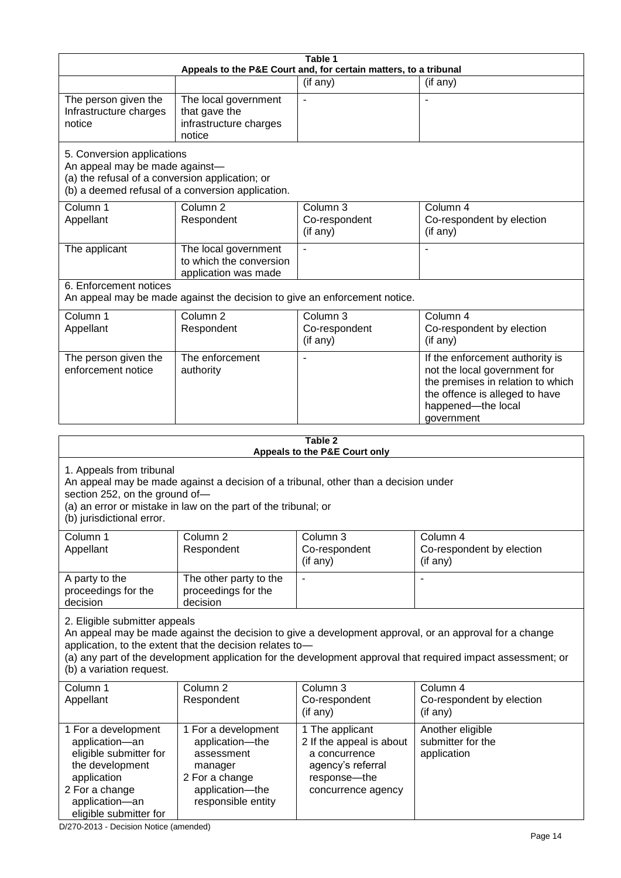**Table 1**
**Appeals to the P&E Court and, for certain matters, to a tribunal**

| | | (if any) | (if any) |
|---|---|---|---|
| The person given the Infrastructure charges notice | The local government that gave the infrastructure charges notice | - | - |

5. Conversion applications
An appeal may be made against—
(a) the refusal of a conversion application; or
(b) a deemed refusal of a conversion application.

| Column 1<br>Appellant | Column 2<br>Respondent | Column 3<br>Co-respondent<br>(if any) | Column 4<br>Co-respondent by election<br>(if any) |
|---|---|---|---|
| The applicant | The local government to which the conversion application was made | - | - |

6. Enforcement notices
An appeal may be made against the decision to give an enforcement notice.

| Column 1<br>Appellant | Column 2<br>Respondent | Column 3<br>Co-respondent<br>(if any) | Column 4<br>Co-respondent by election<br>(if any) |
|---|---|---|---|
| The person given the enforcement notice | The enforcement authority | - | If the enforcement authority is not the local government for the premises in relation to which the offence is alleged to have happened—the local government |

**Table 2**
**Appeals to the P&E Court only**

1. Appeals from tribunal
An appeal may be made against a decision of a tribunal, other than a decision under section 252, on the ground of—
(a) an error or mistake in law on the part of the tribunal; or
(b) jurisdictional error.

| Column 1<br>Appellant | Column 2<br>Respondent | Column 3<br>Co-respondent<br>(if any) | Column 4<br>Co-respondent by election<br>(if any) |
|---|---|---|---|
| A party to the proceedings for the decision | The other party to the proceedings for the decision | - | - |

2. Eligible submitter appeals
An appeal may be made against the decision to give a development approval, or an approval for a change application, to the extent that the decision relates to—
(a) any part of the development application for the development approval that required impact assessment; or
(b) a variation request.

| Column 1<br>Appellant | Column 2<br>Respondent | Column 3<br>Co-respondent<br>(if any) | Column 4<br>Co-respondent by election<br>(if any) |
|---|---|---|---|
| 1 For a development application—an eligible submitter for the development application<br>2 For a change application—an eligible submitter for | 1 For a development application—the assessment manager<br>2 For a change application—the responsible entity | 1 The applicant<br>2 If the appeal is about a concurrence agency's referral response—the concurrence agency | Another eligible submitter for the application |

D/270-2013 - Decision Notice (amended)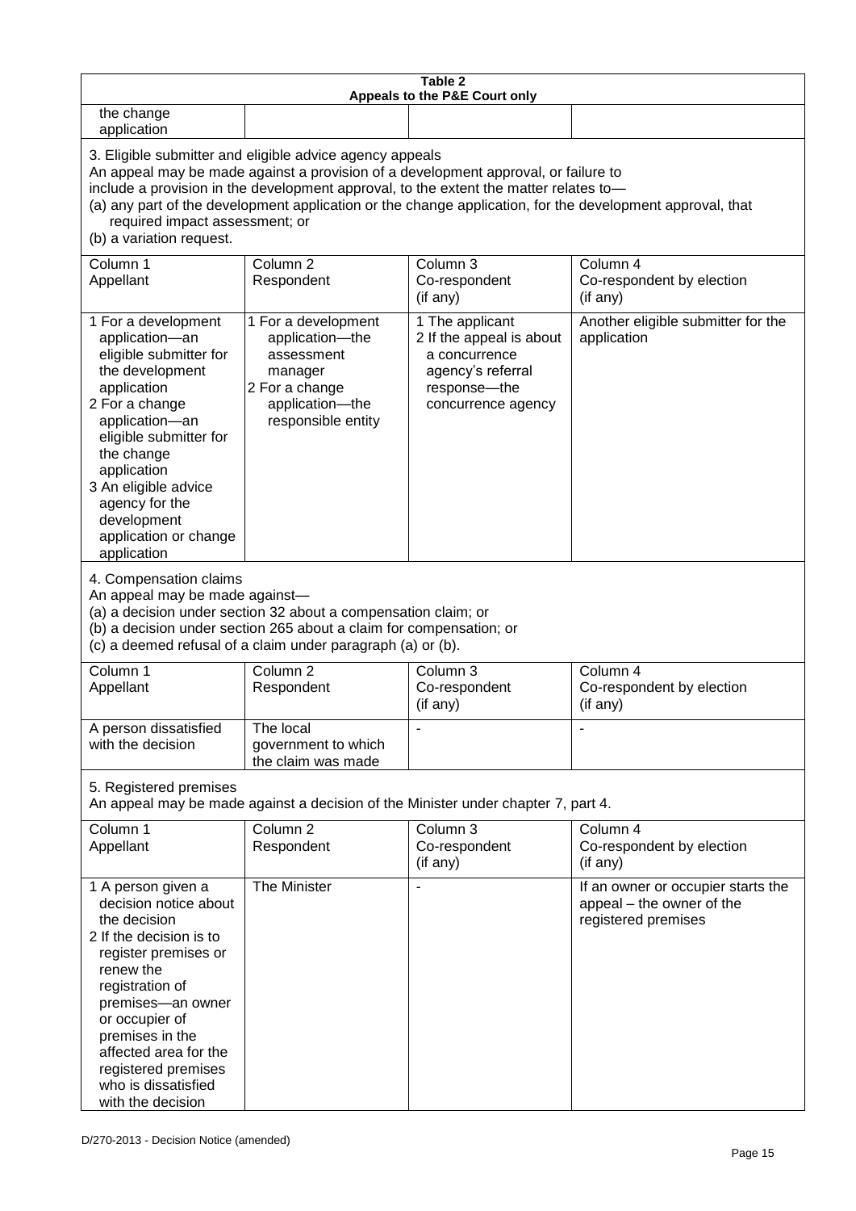| Table 2 Appeals to the P&E Court only | | | |
|---|---|---|---|
| the change application | | | |

3. Eligible submitter and eligible advice agency appeals
An appeal may be made against a provision of a development approval, or failure to include a provision in the development approval, to the extent the matter relates to—
(a) any part of the development application or the change application, for the development approval, that required impact assessment; or
(b) a variation request.

| Column 1 Appellant | Column 2 Respondent | Column 3 Co-respondent (if any) | Column 4 Co-respondent by election (if any) |
|---|---|---|---|
| 1 For a development application—an eligible submitter for the development application<br>2 For a change application—an eligible submitter for the change application<br>3 An eligible advice agency for the development application or change application | 1 For a development application—the assessment manager<br>2 For a change application—the responsible entity | 1 The applicant<br>2 If the appeal is about a concurrence agency's referral response—the concurrence agency | Another eligible submitter for the application |

4. Compensation claims
An appeal may be made against—
(a) a decision under section 32 about a compensation claim; or
(b) a decision under section 265 about a claim for compensation; or
(c) a deemed refusal of a claim under paragraph (a) or (b).

| Column 1 Appellant | Column 2 Respondent | Column 3 Co-respondent (if any) | Column 4 Co-respondent by election (if any) |
|---|---|---|---|
| A person dissatisfied with the decision | The local government to which the claim was made | - | - |

5. Registered premises
An appeal may be made against a decision of the Minister under chapter 7, part 4.

| Column 1 Appellant | Column 2 Respondent | Column 3 Co-respondent (if any) | Column 4 Co-respondent by election (if any) |
|---|---|---|---|
| 1 A person given a decision notice about the decision<br>2 If the decision is to register premises or renew the registration of premises—an owner or occupier of premises in the affected area for the registered premises who is dissatisfied with the decision | The Minister | - | If an owner or occupier starts the appeal – the owner of the registered premises |

D/270-2013 - Decision Notice (amended)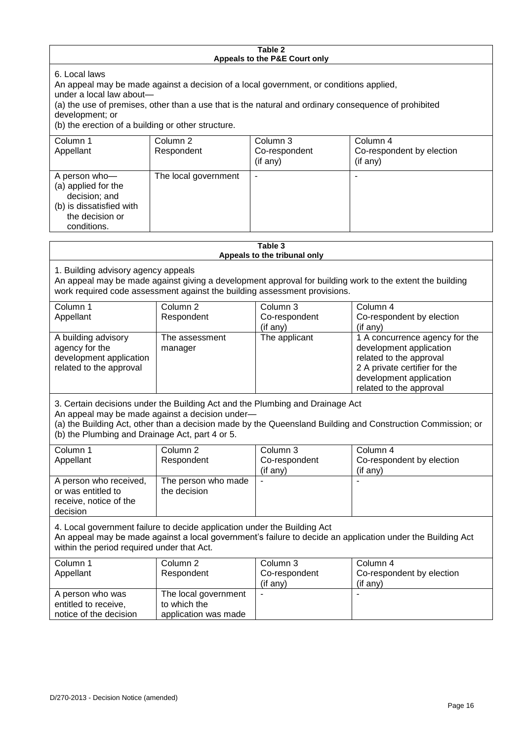**Table 2**
**Appeals to the P&E Court only**

6. Local laws

An appeal may be made against a decision of a local government, or conditions applied, under a local law about—

(a) the use of premises, other than a use that is the natural and ordinary consequence of prohibited development; or

(b) the erection of a building or other structure.

| Column 1<br>Appellant | Column 2<br>Respondent | Column 3<br>Co-respondent<br>(if any) | Column 4<br>Co-respondent by election<br>(if any) |
|---|---|---|---|
| A person who—<br>(a) applied for the decision; and<br>(b) is dissatisfied with the decision or conditions. | The local government | - | - |

**Table 3**
**Appeals to the tribunal only**

1. Building advisory agency appeals

An appeal may be made against giving a development approval for building work to the extent the building work required code assessment against the building assessment provisions.

| Column 1<br>Appellant | Column 2<br>Respondent | Column 3<br>Co-respondent<br>(if any) | Column 4<br>Co-respondent by election<br>(if any) |
|---|---|---|---|
| A building advisory agency for the development application related to the approval | The assessment manager | The applicant | 1 A concurrence agency for the development application related to the approval<br>2 A private certifier for the development application related to the approval |

3. Certain decisions under the Building Act and the Plumbing and Drainage Act

An appeal may be made against a decision under—

(a) the Building Act, other than a decision made by the Queensland Building and Construction Commission; or

(b) the Plumbing and Drainage Act, part 4 or 5.

| Column 1<br>Appellant | Column 2<br>Respondent | Column 3<br>Co-respondent<br>(if any) | Column 4<br>Co-respondent by election<br>(if any) |
|---|---|---|---|
| A person who received, or was entitled to receive, notice of the decision | The person who made the decision | - | - |

4. Local government failure to decide application under the Building Act

An appeal may be made against a local government's failure to decide an application under the Building Act within the period required under that Act.

| Column 1<br>Appellant | Column 2<br>Respondent | Column 3<br>Co-respondent<br>(if any) | Column 4<br>Co-respondent by election<br>(if any) |
|---|---|---|---|
| A person who was entitled to receive, notice of the decision | The local government to which the application was made | - | - |

D/270-2013 - Decision Notice (amended)